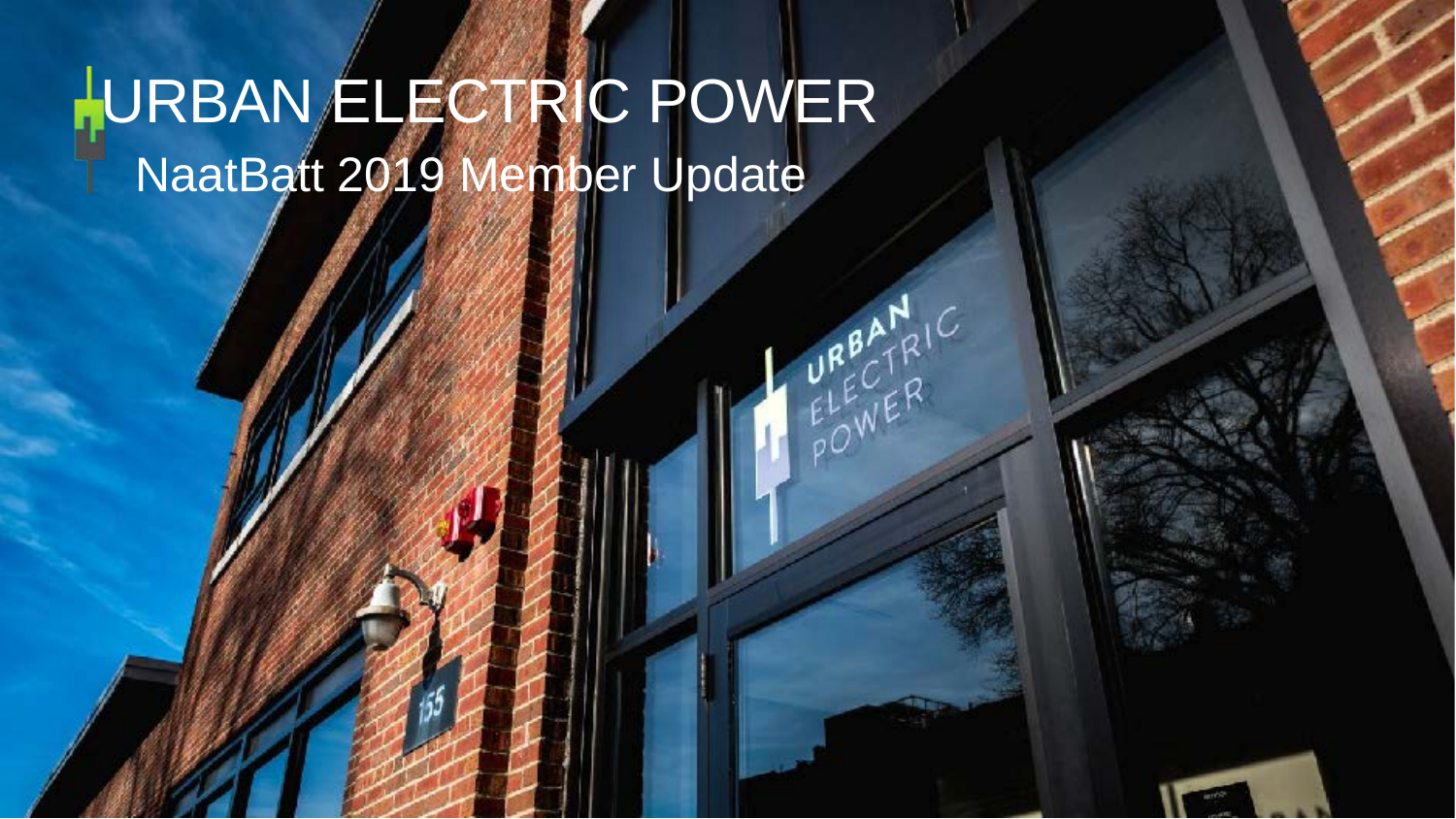# URBAN ELECTRIC POWER

## NaatBatt 2019 Member Update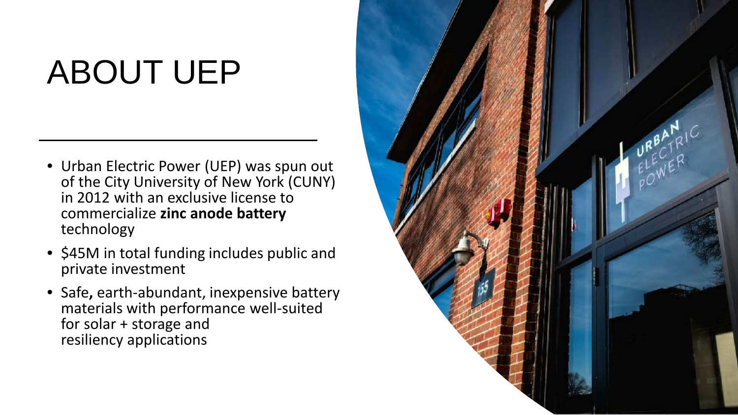# ABOUT UEP

- Urban Electric Power (UEP) was spun out of the City University of New York (CUNY) in 2012 with an exclusive license to commercialize **zinc anode battery** technology
- $45M in total funding includes public and private investment
- Safe, earth-abundant, inexpensive battery materials with performance well-suited for solar + storage and resiliency applications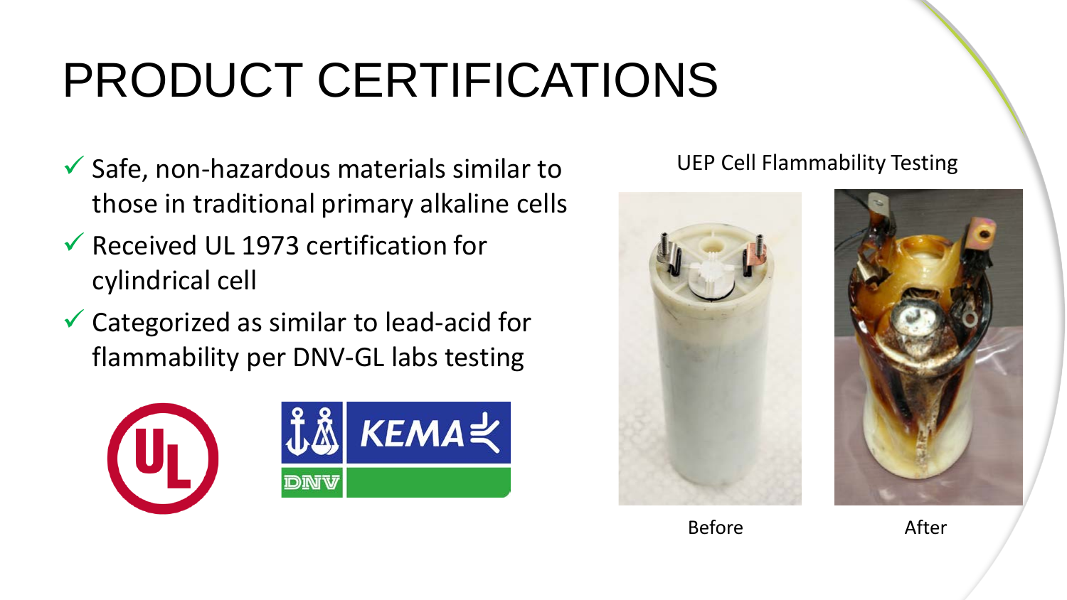# PRODUCT CERTIFICATIONS

- ✓ Safe, non-hazardous materials similar to those in traditional primary alkaline cells
- ✓ Received UL 1973 certification for cylindrical cell
- ✓ Categorized as similar to lead-acid for flammability per DNV-GL labs testing

UEP Cell Flammability Testing

Before

After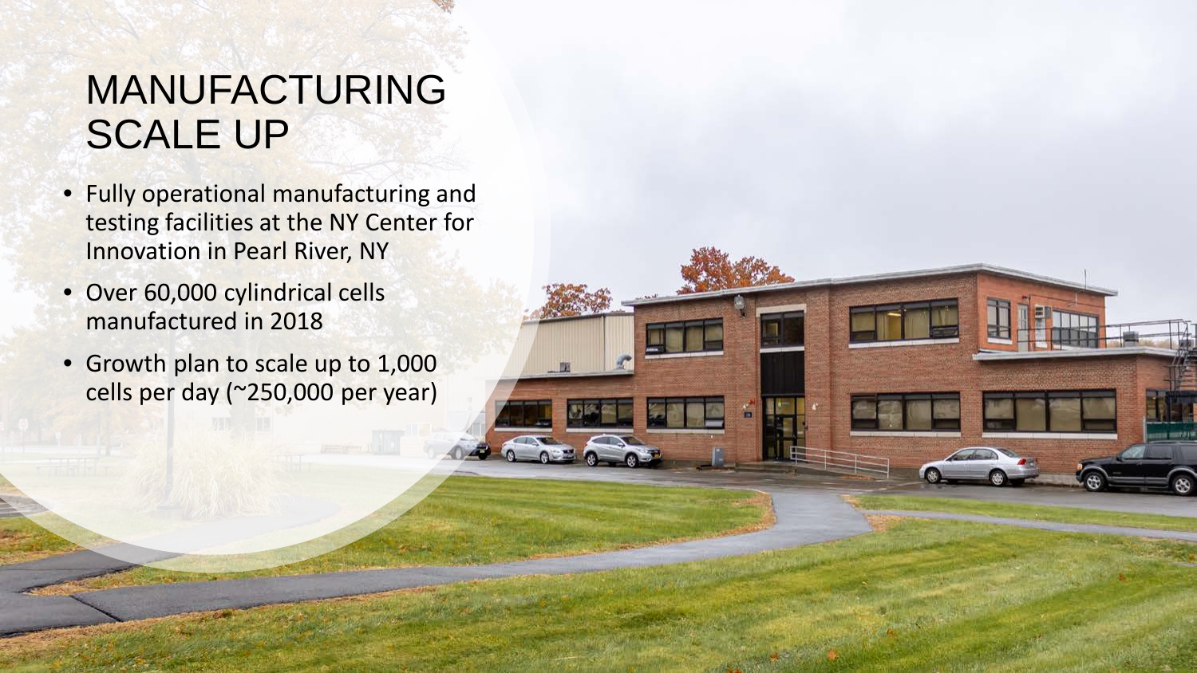# MANUFACTURING SCALE UP

- Fully operational manufacturing and testing facilities at the NY Center for Innovation in Pearl River, NY
- Over 60,000 cylindrical cells manufactured in 2018
- Growth plan to scale up to 1,000 cells per day (~250,000 per year)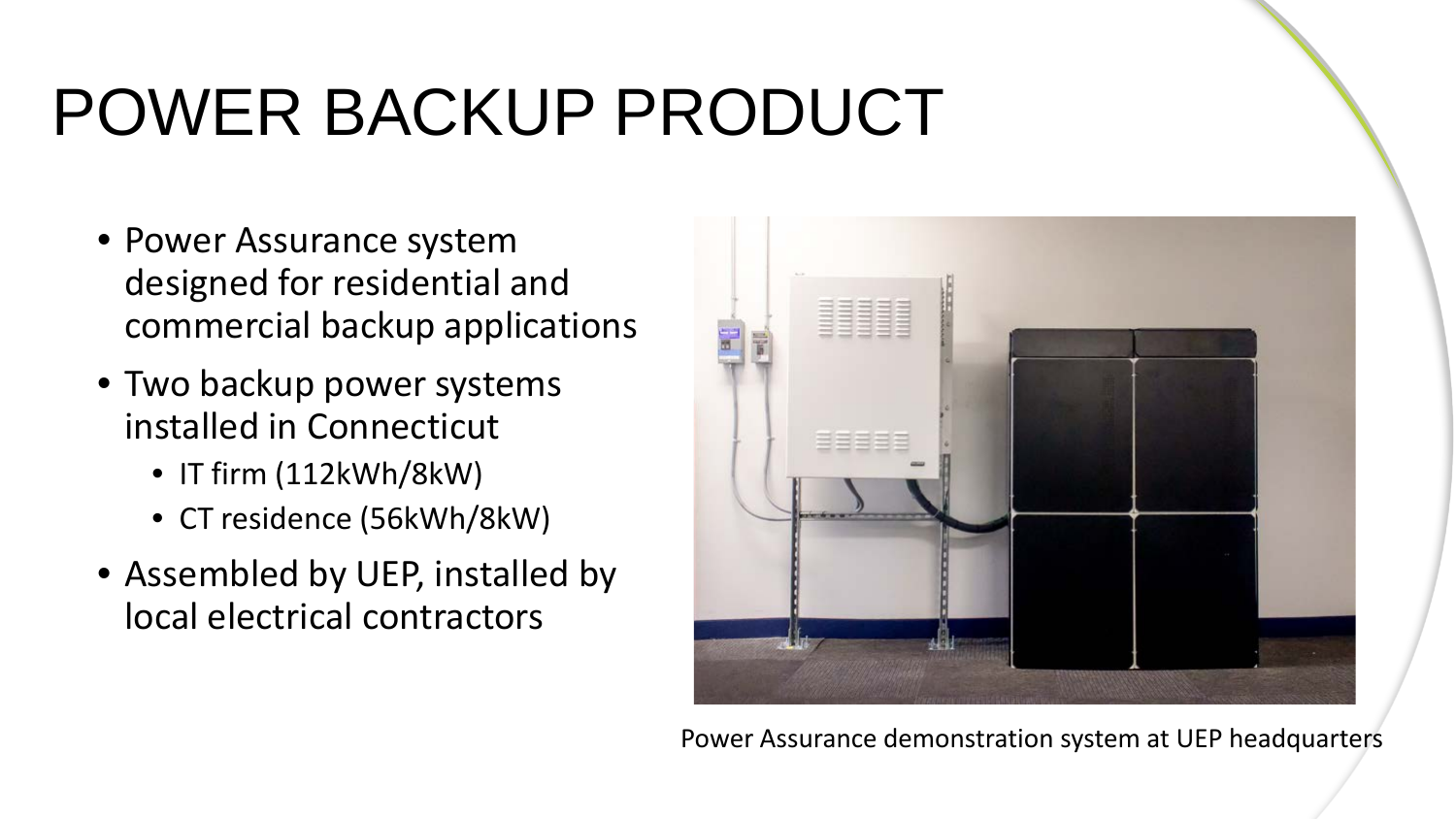# POWER BACKUP PRODUCT

- Power Assurance system designed for residential and commercial backup applications
- Two backup power systems installed in Connecticut
  - IT firm (112kWh/8kW)
  - CT residence (56kWh/8kW)
- Assembled by UEP, installed by local electrical contractors

Power Assurance demonstration system at UEP headquarters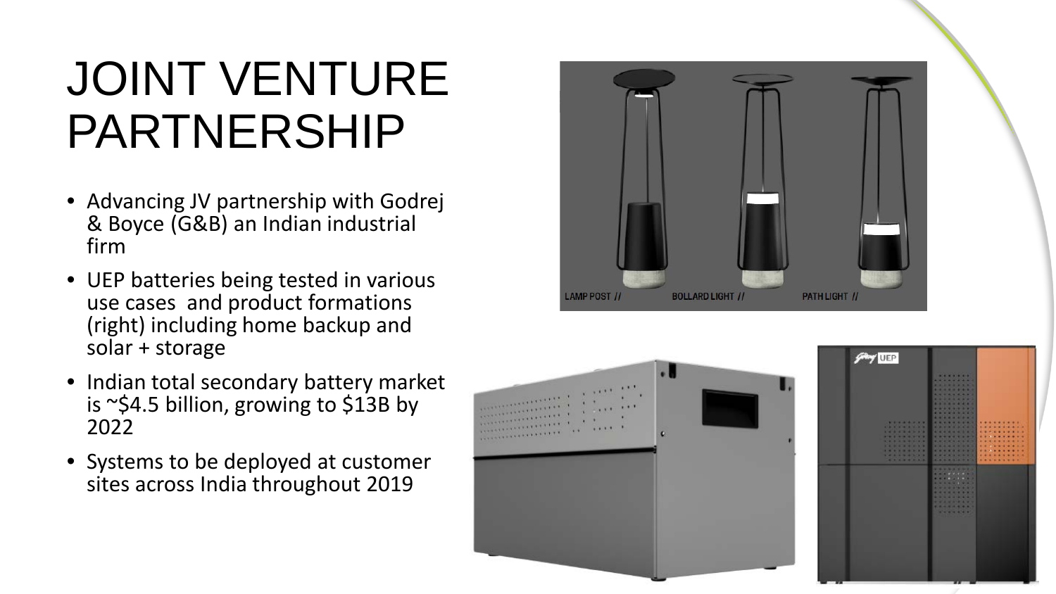# JOINT VENTURE PARTNERSHIP

- Advancing JV partnership with Godrej & Boyce (G&B) an Indian industrial firm
- UEP batteries being tested in various use cases and product formations (right) including home backup and solar + storage
- Indian total secondary battery market is ~$4.5 billion, growing to $13B by 2022
- Systems to be deployed at customer sites across India throughout 2019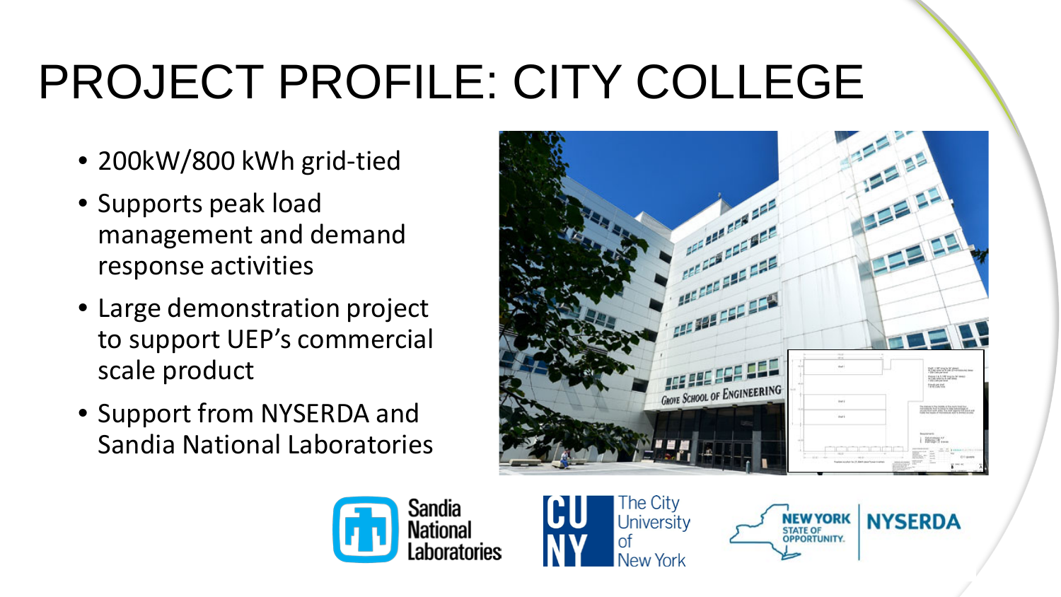# PROJECT PROFILE: CITY COLLEGE

- 200kW/800 kWh grid-tied
- Supports peak load management and demand response activities
- Large demonstration project to support UEP's commercial scale product
- Support from NYSERDA and Sandia National Laboratories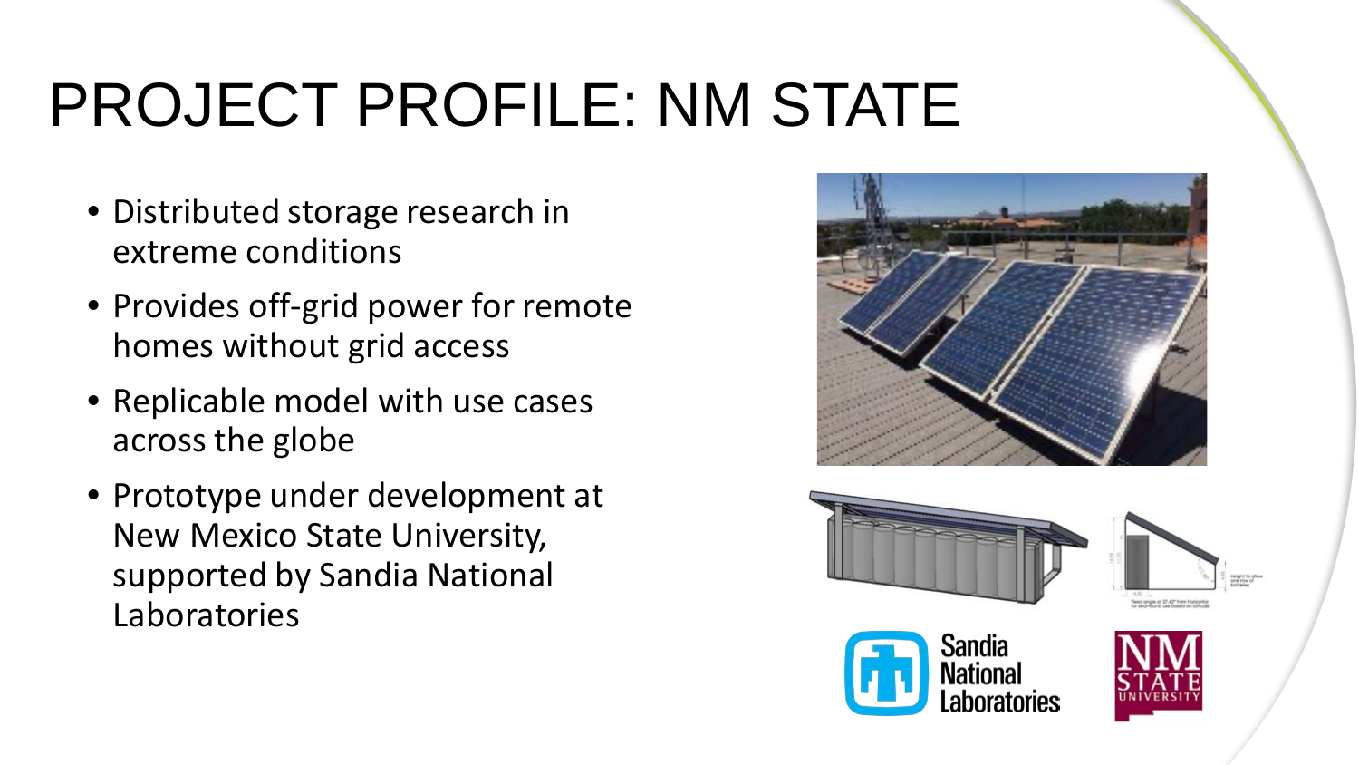# PROJECT PROFILE: NM STATE

- Distributed storage research in extreme conditions
- Provides off-grid power for remote homes without grid access
- Replicable model with use cases across the globe
- Prototype under development at New Mexico State University, supported by Sandia National Laboratories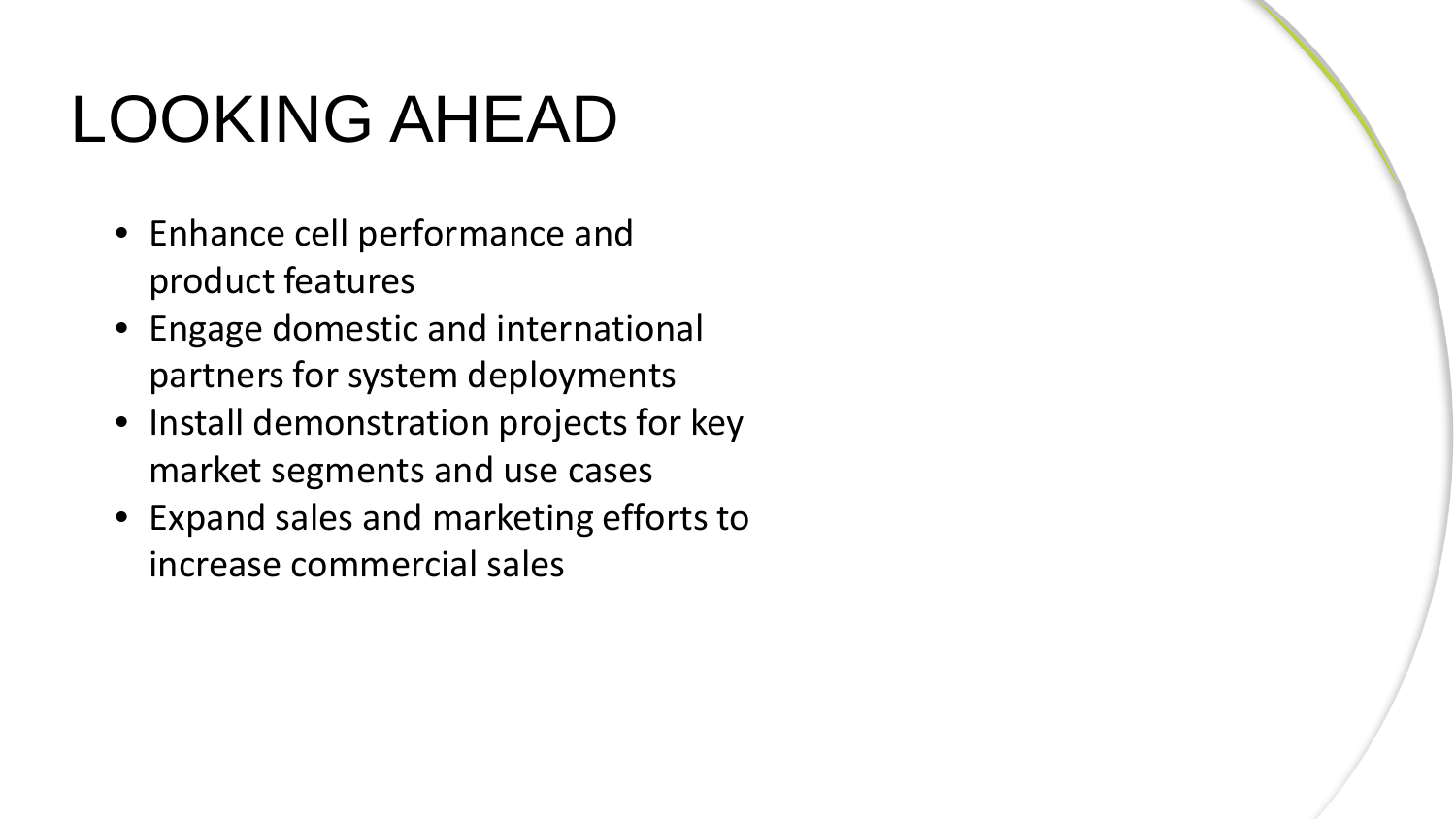# LOOKING AHEAD

- Enhance cell performance and product features
- Engage domestic and international partners for system deployments
- Install demonstration projects for key market segments and use cases
- Expand sales and marketing efforts to increase commercial sales